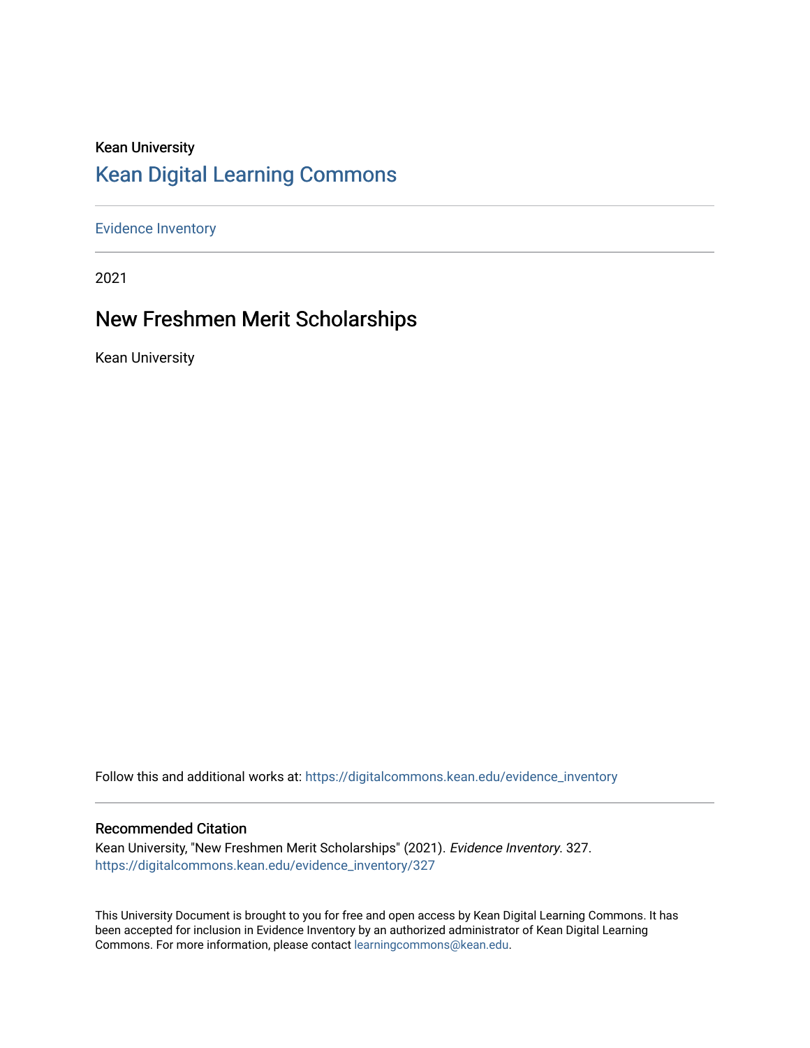Kean University

# Kean Digital Learning Commons

Evidence Inventory

2021

## New Freshmen Merit Scholarships

Kean University

Follow this and additional works at: https://digitalcommons.kean.edu/evidence_inventory

### Recommended Citation

Kean University, "New Freshmen Merit Scholarships" (2021). *Evidence Inventory*. 327.
https://digitalcommons.kean.edu/evidence_inventory/327

This University Document is brought to you for free and open access by Kean Digital Learning Commons. It has been accepted for inclusion in Evidence Inventory by an authorized administrator of Kean Digital Learning Commons. For more information, please contact learningcommons@kean.edu.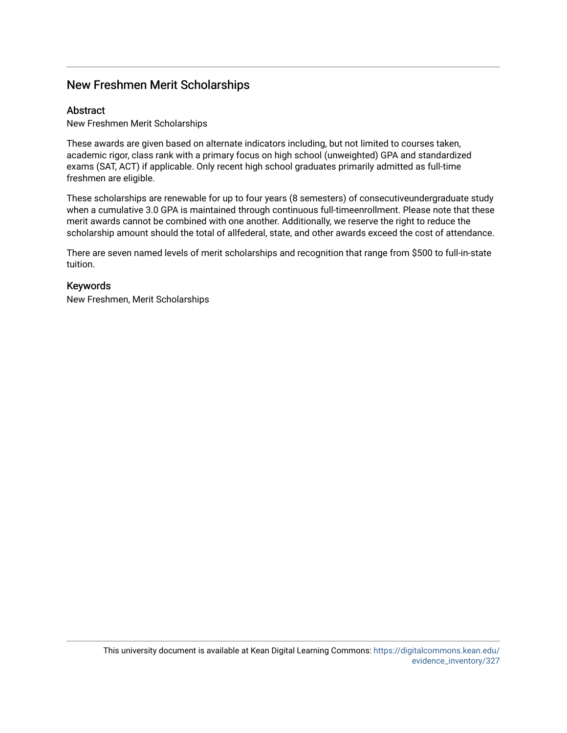## New Freshmen Merit Scholarships

### Abstract

New Freshmen Merit Scholarships

These awards are given based on alternate indicators including, but not limited to courses taken, academic rigor, class rank with a primary focus on high school (unweighted) GPA and standardized exams (SAT, ACT) if applicable. Only recent high school graduates primarily admitted as full-time freshmen are eligible.

These scholarships are renewable for up to four years (8 semesters) of consecutiveundergraduate study when a cumulative 3.0 GPA is maintained through continuous full-timeenrollment. Please note that these merit awards cannot be combined with one another. Additionally, we reserve the right to reduce the scholarship amount should the total of allfederal, state, and other awards exceed the cost of attendance.

There are seven named levels of merit scholarships and recognition that range from $500 to full-in-state tuition.

### Keywords

New Freshmen, Merit Scholarships

This university document is available at Kean Digital Learning Commons: https://digitalcommons.kean.edu/evidence_inventory/327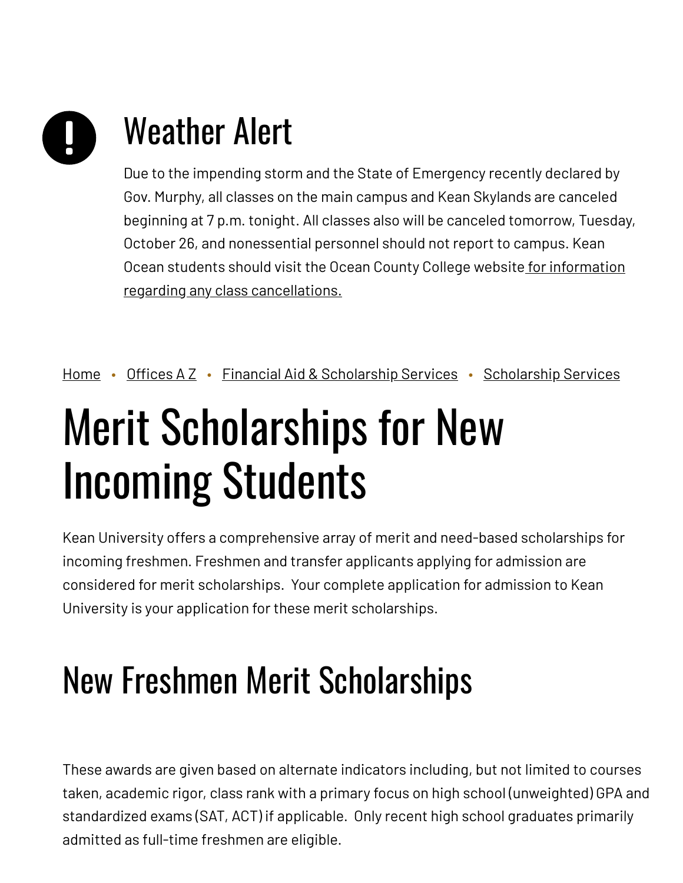# Weather Alert

Due to the impending storm and the State of Emergency recently declared by Gov. Murphy, all classes on the main campus and Kean Skylands are canceled beginning at 7 p.m. tonight. All classes also will be canceled tomorrow, Tuesday, October 26, and nonessential personnel should not report to campus. Kean Ocean students should visit the Ocean County College website for information regarding any class cancellations.

Home • Offices A Z • Financial Aid & Scholarship Services • Scholarship Services

# Merit Scholarships for New Incoming Students

Kean University offers a comprehensive array of merit and need-based scholarships for incoming freshmen. Freshmen and transfer applicants applying for admission are considered for merit scholarships.  Your complete application for admission to Kean University is your application for these merit scholarships.

## New Freshmen Merit Scholarships

These awards are given based on alternate indicators including, but not limited to courses taken, academic rigor, class rank with a primary focus on high school (unweighted) GPA and standardized exams (SAT, ACT) if applicable.  Only recent high school graduates primarily admitted as full-time freshmen are eligible.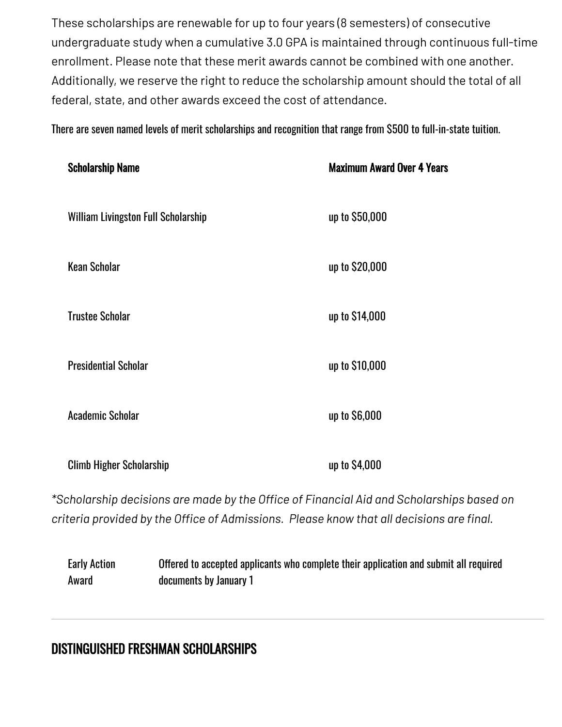These scholarships are renewable for up to four years (8 semesters) of consecutive undergraduate study when a cumulative 3.0 GPA is maintained through continuous full-time enrollment. Please note that these merit awards cannot be combined with one another. Additionally, we reserve the right to reduce the scholarship amount should the total of all federal, state, and other awards exceed the cost of attendance.

There are seven named levels of merit scholarships and recognition that range from $500 to full-in-state tuition.

| Scholarship Name | Maximum Award Over 4 Years |
| --- | --- |
| William Livingston Full Scholarship | up to $50,000 |
| Kean Scholar | up to $20,000 |
| Trustee Scholar | up to $14,000 |
| Presidential Scholar | up to $10,000 |
| Academic Scholar | up to $6,000 |
| Climb Higher Scholarship | up to $4,000 |

*\*Scholarship decisions are made by the Office of Financial Aid and Scholarships based on criteria provided by the Office of Admissions. Please know that all decisions are final.*

| Early Action Award | Offered to accepted applicants who complete their application and submit all required documents by January 1 |
| --- | --- |

---

## DISTINGUISHED FRESHMAN SCHOLARSHIPS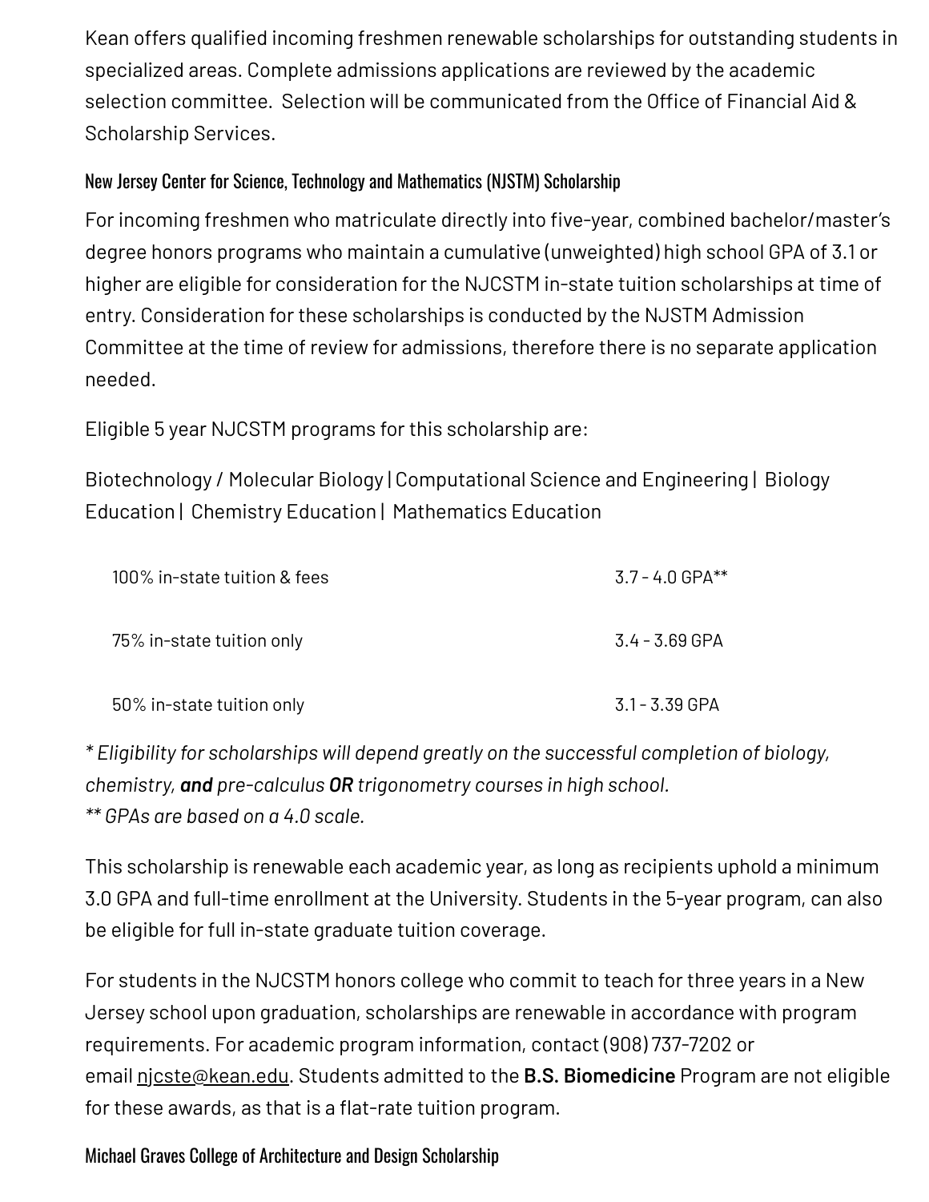Kean offers qualified incoming freshmen renewable scholarships for outstanding students in specialized areas. Complete admissions applications are reviewed by the academic selection committee. Selection will be communicated from the Office of Financial Aid & Scholarship Services.

### New Jersey Center for Science, Technology and Mathematics (NJSTM) Scholarship

For incoming freshmen who matriculate directly into five-year, combined bachelor/master's degree honors programs who maintain a cumulative (unweighted) high school GPA of 3.1 or higher are eligible for consideration for the NJCSTM in-state tuition scholarships at time of entry. Consideration for these scholarships is conducted by the NJSTM Admission Committee at the time of review for admissions, therefore there is no separate application needed.

Eligible 5 year NJCSTM programs for this scholarship are:

Biotechnology / Molecular Biology | Computational Science and Engineering | Biology Education | Chemistry Education | Mathematics Education

| | |
|---|---|
| 100% in-state tuition & fees | 3.7 - 4.0 GPA** |
| 75% in-state tuition only | 3.4 - 3.69 GPA |
| 50% in-state tuition only | 3.1 - 3.39 GPA |

*\* Eligibility for scholarships will depend greatly on the successful completion of biology, chemistry, **and** pre-calculus **OR** trigonometry courses in high school.*
*\*\* GPAs are based on a 4.0 scale.*

This scholarship is renewable each academic year, as long as recipients uphold a minimum 3.0 GPA and full-time enrollment at the University. Students in the 5-year program, can also be eligible for full in-state graduate tuition coverage.

For students in the NJCSTM honors college who commit to teach for three years in a New Jersey school upon graduation, scholarships are renewable in accordance with program requirements. For academic program information, contact (908) 737-7202 or email njcste@kean.edu. Students admitted to the **B.S. Biomedicine** Program are not eligible for these awards, as that is a flat-rate tuition program.

### Michael Graves College of Architecture and Design Scholarship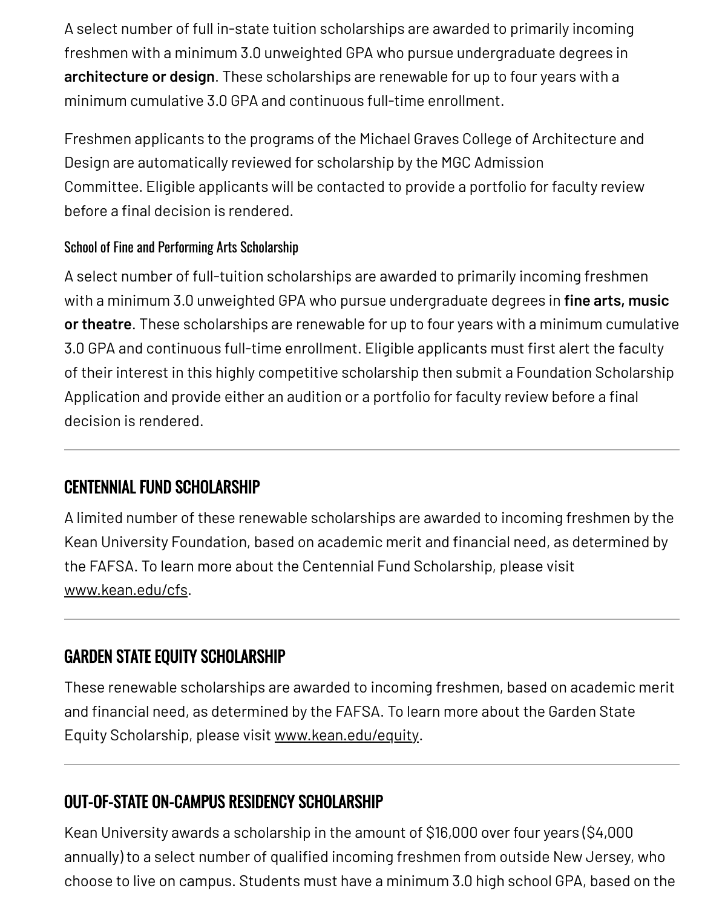A select number of full in-state tuition scholarships are awarded to primarily incoming freshmen with a minimum 3.0 unweighted GPA who pursue undergraduate degrees in **architecture or design**. These scholarships are renewable for up to four years with a minimum cumulative 3.0 GPA and continuous full-time enrollment.

Freshmen applicants to the programs of the Michael Graves College of Architecture and Design are automatically reviewed for scholarship by the MGC Admission Committee. Eligible applicants will be contacted to provide a portfolio for faculty review before a final decision is rendered.

### School of Fine and Performing Arts Scholarship

A select number of full-tuition scholarships are awarded to primarily incoming freshmen with a minimum 3.0 unweighted GPA who pursue undergraduate degrees in **fine arts, music or theatre**. These scholarships are renewable for up to four years with a minimum cumulative 3.0 GPA and continuous full-time enrollment. Eligible applicants must first alert the faculty of their interest in this highly competitive scholarship then submit a Foundation Scholarship Application and provide either an audition or a portfolio for faculty review before a final decision is rendered.

---

## CENTENNIAL FUND SCHOLARSHIP

A limited number of these renewable scholarships are awarded to incoming freshmen by the Kean University Foundation, based on academic merit and financial need, as determined by the FAFSA. To learn more about the Centennial Fund Scholarship, please visit www.kean.edu/cfs.

---

## GARDEN STATE EQUITY SCHOLARSHIP

These renewable scholarships are awarded to incoming freshmen, based on academic merit and financial need, as determined by the FAFSA. To learn more about the Garden State Equity Scholarship, please visit www.kean.edu/equity.

---

## OUT-OF-STATE ON-CAMPUS RESIDENCY SCHOLARSHIP

Kean University awards a scholarship in the amount of $16,000 over four years ($4,000 annually) to a select number of qualified incoming freshmen from outside New Jersey, who choose to live on campus. Students must have a minimum 3.0 high school GPA, based on the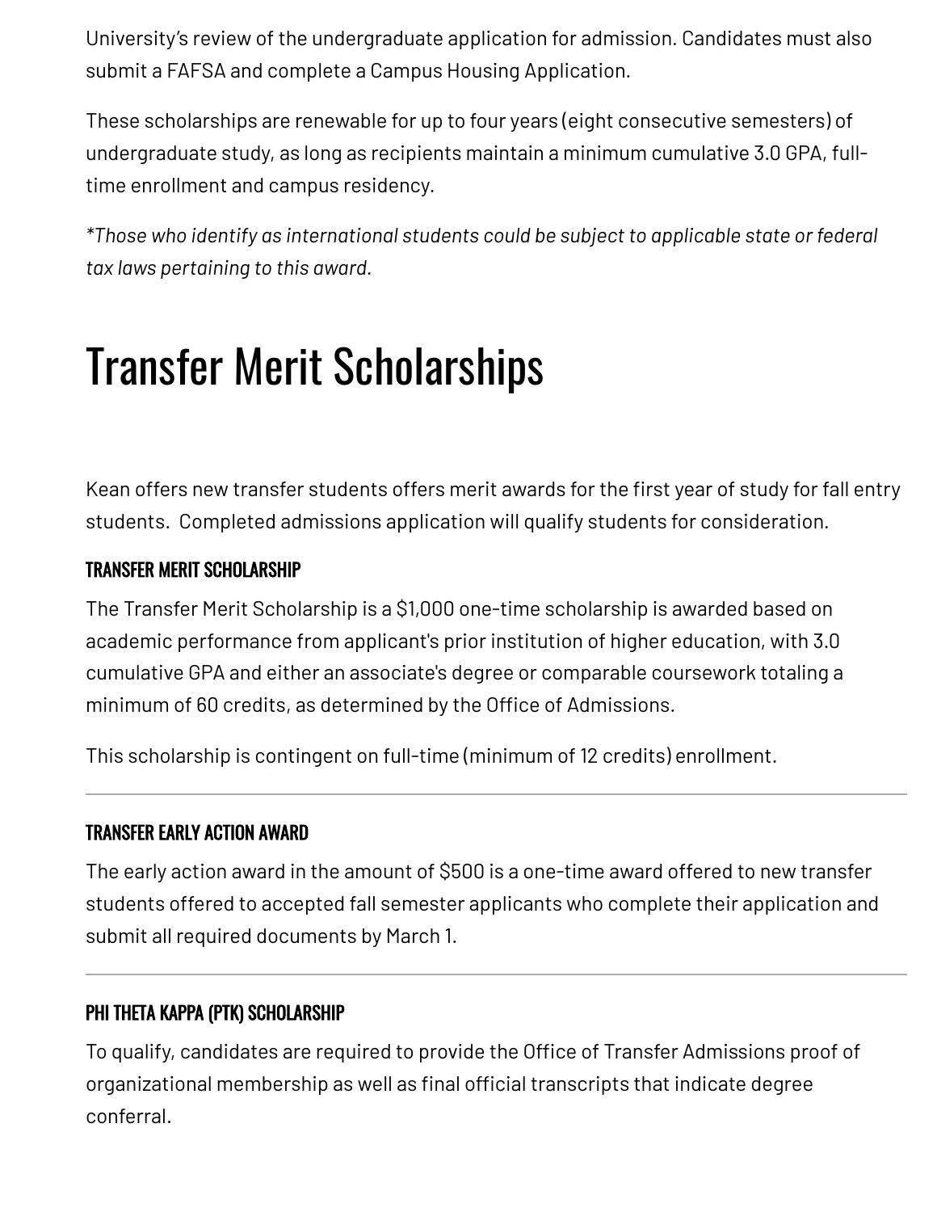University's review of the undergraduate application for admission. Candidates must also submit a FAFSA and complete a Campus Housing Application.

These scholarships are renewable for up to four years (eight consecutive semesters) of undergraduate study, as long as recipients maintain a minimum cumulative 3.0 GPA, full-time enrollment and campus residency.

*\*Those who identify as international students could be subject to applicable state or federal tax laws pertaining to this award.*

# Transfer Merit Scholarships

Kean offers new transfer students offers merit awards for the first year of study for fall entry students.  Completed admissions application will qualify students for consideration.

### TRANSFER MERIT SCHOLARSHIP

The Transfer Merit Scholarship is a $1,000 one-time scholarship is awarded based on academic performance from applicant's prior institution of higher education, with 3.0 cumulative GPA and either an associate's degree or comparable coursework totaling a minimum of 60 credits, as determined by the Office of Admissions.

This scholarship is contingent on full-time (minimum of 12 credits) enrollment.

---

### TRANSFER EARLY ACTION AWARD

The early action award in the amount of $500 is a one-time award offered to new transfer students offered to accepted fall semester applicants who complete their application and submit all required documents by March 1.

---

### PHI THETA KAPPA (PTK) SCHOLARSHIP

To qualify, candidates are required to provide the Office of Transfer Admissions proof of organizational membership as well as final official transcripts that indicate degree conferral.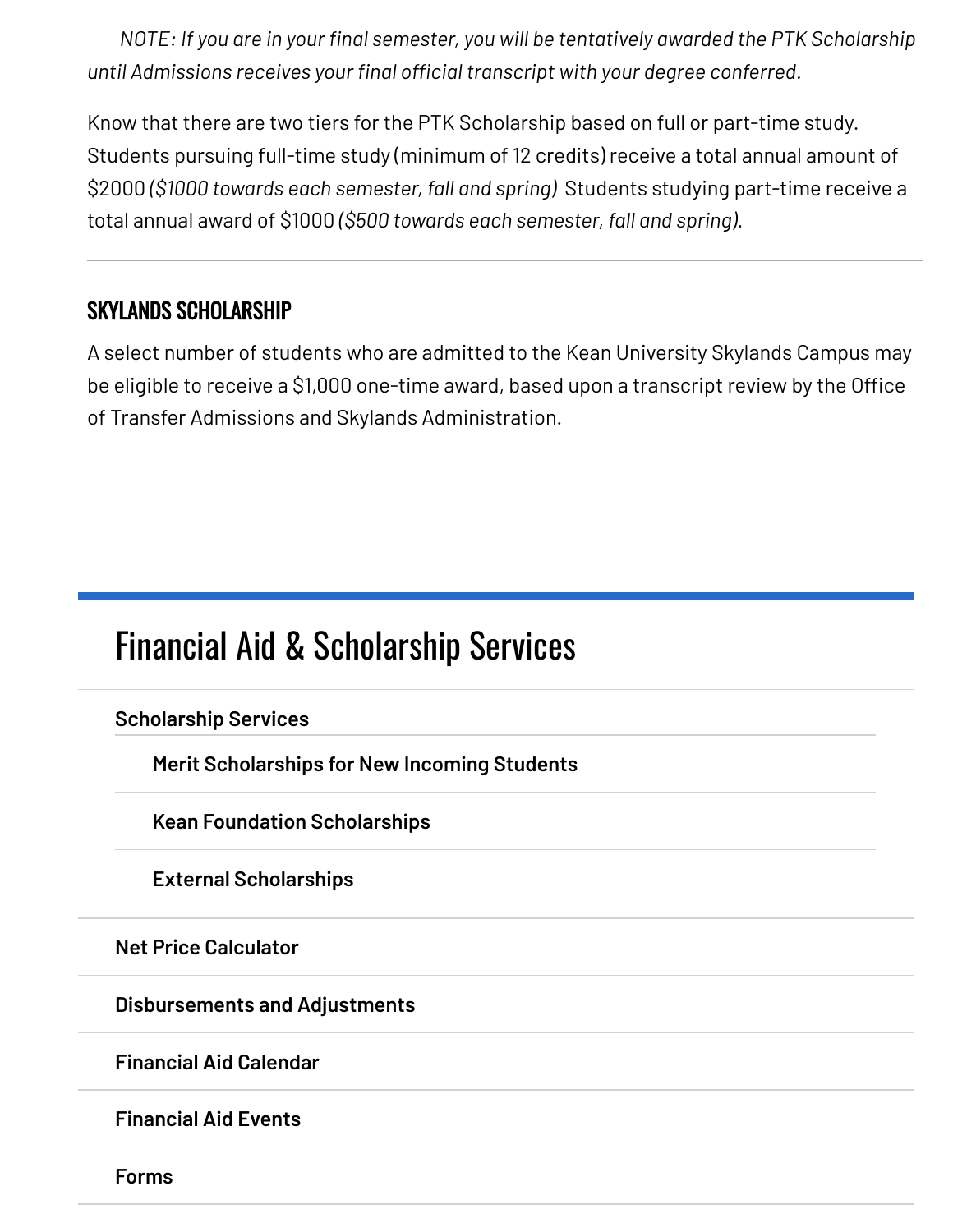*NOTE: If you are in your final semester, you will be tentatively awarded the PTK Scholarship until Admissions receives your final official transcript with your degree conferred.*

Know that there are two tiers for the PTK Scholarship based on full or part-time study. Students pursuing full-time study (minimum of 12 credits) receive a total annual amount of $2000 *($1000 towards each semester, fall and spring)* Students studying part-time receive a total annual award of $1000 *($500 towards each semester, fall and spring)*.

---

### SKYLANDS SCHOLARSHIP

A select number of students who are admitted to the Kean University Skylands Campus may be eligible to receive a $1,000 one-time award, based upon a transcript review by the Office of Transfer Admissions and Skylands Administration.

## Financial Aid & Scholarship Services

- **Scholarship Services**
  - **Merit Scholarships for New Incoming Students**
  - **Kean Foundation Scholarships**
  - **External Scholarships**
- **Net Price Calculator**
- **Disbursements and Adjustments**
- **Financial Aid Calendar**
- **Financial Aid Events**
- **Forms**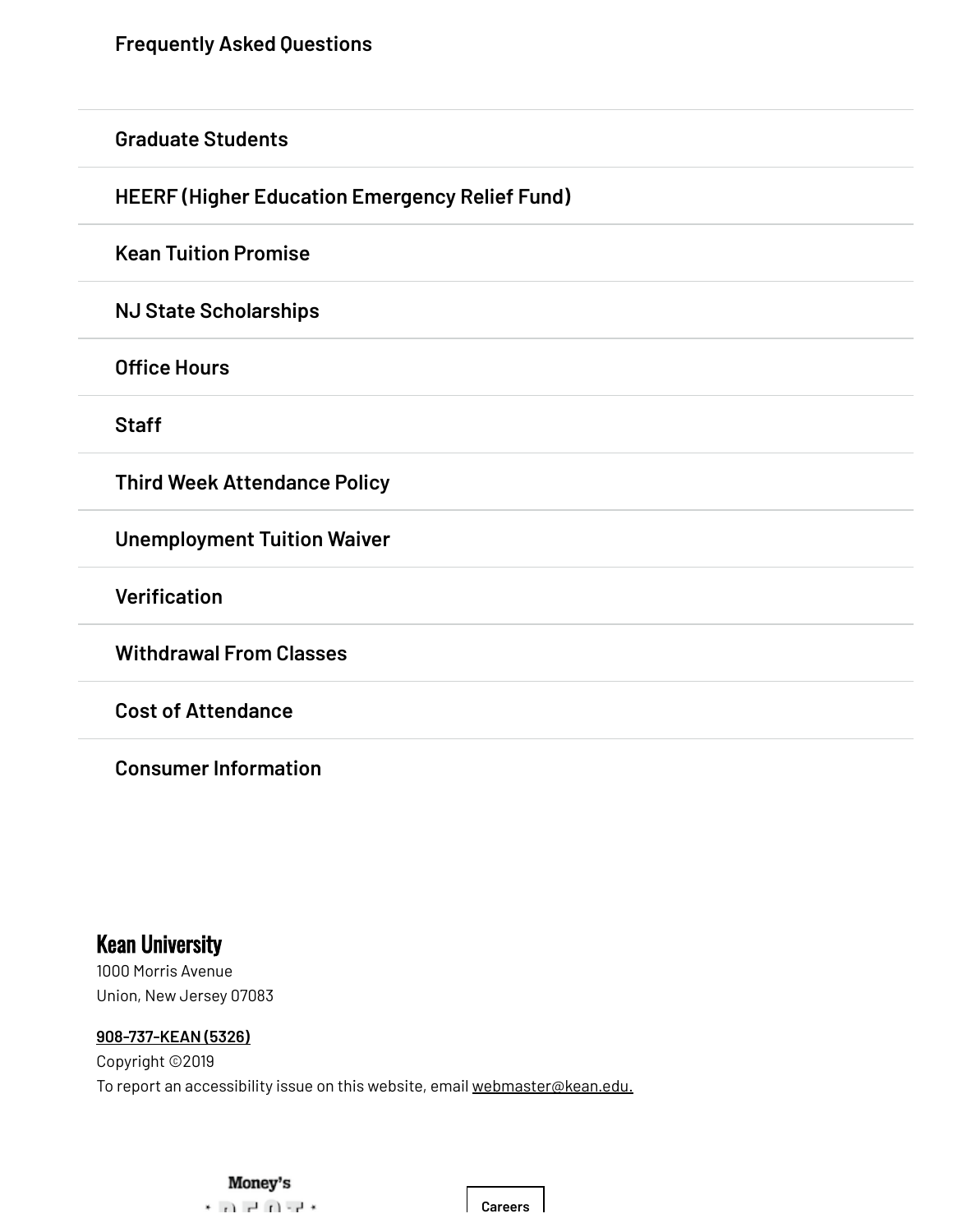Frequently Asked Questions

Graduate Students

HEERF (Higher Education Emergency Relief Fund)

Kean Tuition Promise

NJ State Scholarships

Office Hours

Staff

Third Week Attendance Policy

Unemployment Tuition Waiver

Verification

Withdrawal From Classes

Cost of Attendance

Consumer Information

**Kean University**
1000 Morris Avenue
Union, New Jersey 07083

908-737-KEAN (5326)
Copyright ©2019
To report an accessibility issue on this website, email webmaster@kean.edu.

Money's

Careers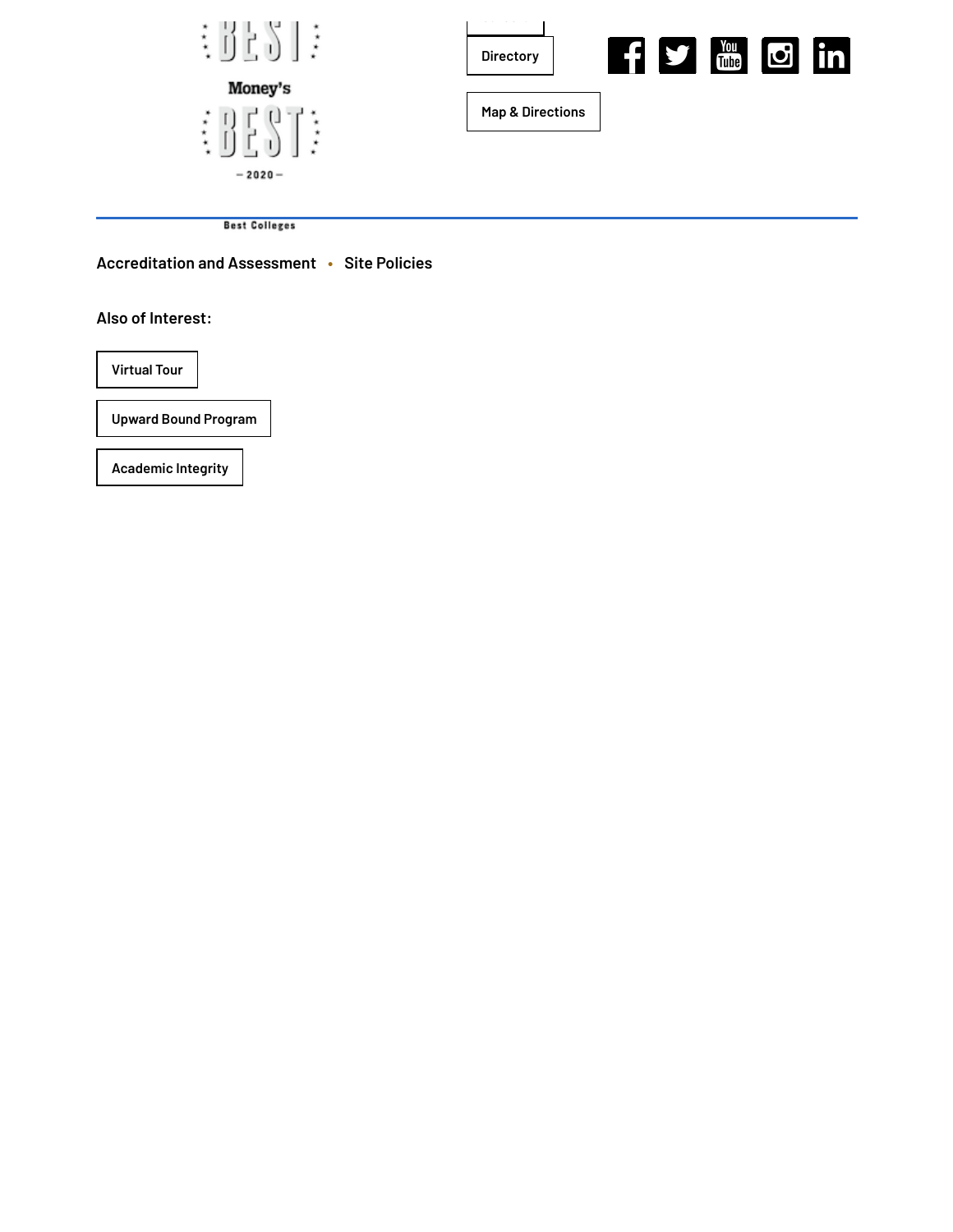Money's

BEST

— 2020 —

Best Colleges

Directory

Map & Directions

Accreditation and Assessment • Site Policies

### Also of Interest:

Virtual Tour

Upward Bound Program

Academic Integrity